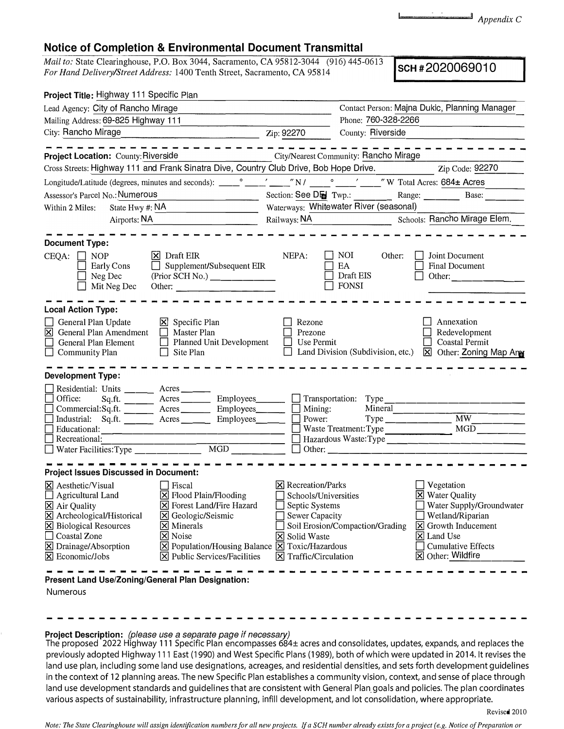Appendix C

# Notice of Completion & Environmental Document Transmittal

*Mail to:* State Clearinghouse, P.O. Box 3044, Sacramento, CA 95812-3044 (916) 445-0613
*For Hand Delivery/Street Address:* 1400 Tenth Street, Sacramento, CA 95814

**SCH # 2020069010**

**Project Title:** Highway 111 Specific Plan

Lead Agency: City of Rancho Mirage — Contact Person: Majna Dukic, Planning Manager
Mailing Address: 69-825 Highway 111 — Phone: 760-328-2266
City: Rancho Mirage — Zip: 92270 — County: Riverside

---

**Project Location:** County: Riverside — City/Nearest Community: Rancho Mirage
Cross Streets: Highway 111 and Frank Sinatra Dive, Country Club Drive, Bob Hope Drive. — Zip Code: 92270
Longitude/Latitude (degrees, minutes and seconds): \_\_\_° \_\_\_′ \_\_\_″ N / \_\_\_° \_\_\_′ \_\_\_″ W Total Acres: 684± Acres
Assessor's Parcel No.: Numerous — Section: See D — Twp.: — Range: — Base:
Within 2 Miles: State Hwy #: NA — Waterways: Whitewater River (seasonal)
Airports: NA — Railways: NA — Schools: Rancho Mirage Elem.

---

**Document Type:**

CEQA: ☐ NOP ☐ Early Cons ☐ Neg Dec ☐ Mit Neg Dec ☒ Draft EIR ☐ Supplement/Subsequent EIR (Prior SCH No.) \_\_\_\_\_ Other: \_\_\_\_\_

NEPA: ☐ NOI ☐ EA ☐ Draft EIS ☐ FONSI

Other: ☐ Joint Document ☐ Final Document ☐ Other: \_\_\_\_\_

---

**Local Action Type:**

☐ General Plan Update
☒ General Plan Amendment
☐ General Plan Element
☐ Community Plan
☒ Specific Plan
☐ Master Plan
☐ Planned Unit Development
☐ Site Plan
☐ Rezone
☐ Prezone
☐ Use Permit
☐ Land Division (Subdivision, etc.)
☐ Annexation
☐ Redevelopment
☐ Coastal Permit
☒ Other: Zoning Map Am

---

**Development Type:**

☐ Residential: Units \_\_\_\_ Acres \_\_\_\_
☐ Office: Sq.ft. \_\_\_\_ Acres \_\_\_\_ Employees \_\_\_\_
☐ Commercial: Sq.ft. \_\_\_\_ Acres \_\_\_\_ Employees \_\_\_\_
☐ Industrial: Sq.ft. \_\_\_\_ Acres \_\_\_\_ Employees \_\_\_\_
☐ Educational: \_\_\_\_
☐ Recreational: \_\_\_\_
☐ Water Facilities: Type \_\_\_\_ MGD \_\_\_\_
☐ Transportation: Type \_\_\_\_
☐ Mining: Mineral \_\_\_\_
☐ Power: Type \_\_\_\_ MW \_\_\_\_
☐ Waste Treatment: Type \_\_\_\_ MGD \_\_\_\_
☐ Hazardous Waste: Type \_\_\_\_
☐ Other: \_\_\_\_

---

**Project Issues Discussed in Document:**

☒ Aesthetic/Visual
☐ Agricultural Land
☒ Air Quality
☒ Archeological/Historical
☒ Biological Resources
☐ Coastal Zone
☒ Drainage/Absorption
☒ Economic/Jobs
☐ Fiscal
☒ Flood Plain/Flooding
☒ Forest Land/Fire Hazard
☒ Geologic/Seismic
☒ Minerals
☒ Noise
☒ Population/Housing Balance
☒ Public Services/Facilities
☒ Recreation/Parks
☐ Schools/Universities
☐ Septic Systems
☐ Sewer Capacity
☐ Soil Erosion/Compaction/Grading
☒ Solid Waste
☒ Toxic/Hazardous
☒ Traffic/Circulation
☐ Vegetation
☒ Water Quality
☐ Water Supply/Groundwater
☐ Wetland/Riparian
☒ Growth Inducement
☒ Land Use
☐ Cumulative Effects
☒ Other: Wildfire

---

**Present Land Use/Zoning/General Plan Designation:**

Numerous

---

**Project Description:** *(please use a separate page if necessary)*

The proposed 2022 Highway 111 Specific Plan encompasses 684± acres and consolidates, updates, expands, and replaces the previously adopted Highway 111 East (1990) and West Specific Plans (1989), both of which were updated in 2014. It revises the land use plan, including some land use designations, acreages, and residential densities, and sets forth development guidelines in the context of 12 planning areas. The new Specific Plan establishes a community vision, context, and sense of place through land use development standards and guidelines that are consistent with General Plan goals and policies. The plan coordinates various aspects of sustainability, infrastructure planning, infill development, and lot consolidation, where appropriate.

Revised 2010

*Note: The State Clearinghouse will assign identification numbers for all new projects. If a SCH number already exists for a project (e.g. Notice of Preparation or*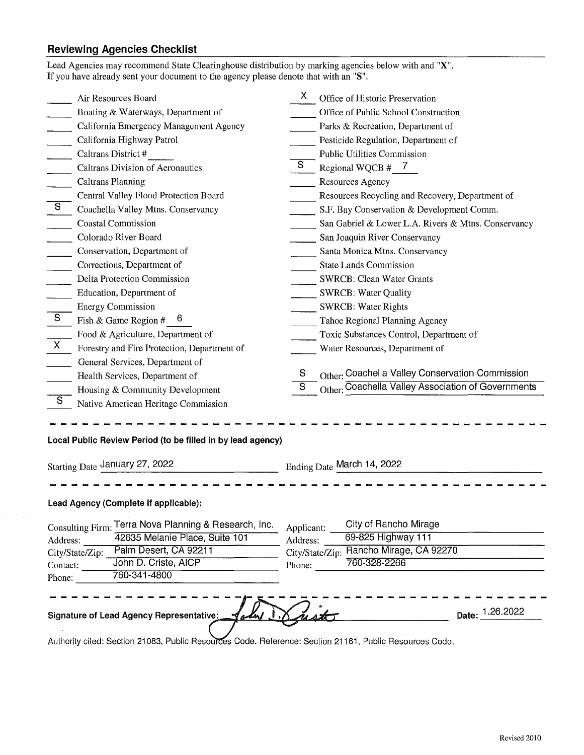## Reviewing Agencies Checklist

Lead Agencies may recommend State Clearinghouse distribution by marking agencies below with and "X".
If you have already sent your document to the agency please denote that with an "S".

| | | | |
|---|---|---|---|
| | Air Resources Board | X | Office of Historic Preservation |
| | Boating & Waterways, Department of | | Office of Public School Construction |
| | California Emergency Management Agency | | Parks & Recreation, Department of |
| | California Highway Patrol | | Pesticide Regulation, Department of |
| | Caltrans District # ____ | | Public Utilities Commission |
| | Caltrans Division of Aeronautics | S | Regional WQCB # 7 |
| | Caltrans Planning | | Resources Agency |
| | Central Valley Flood Protection Board | | Resources Recycling and Recovery, Department of |
| S | Coachella Valley Mtns. Conservancy | | S.F. Bay Conservation & Development Comm. |
| | Coastal Commission | | San Gabriel & Lower L.A. Rivers & Mtns. Conservancy |
| | Colorado River Board | | San Joaquin River Conservancy |
| | Conservation, Department of | | Santa Monica Mtns. Conservancy |
| | Corrections, Department of | | State Lands Commission |
| | Delta Protection Commission | | SWRCB: Clean Water Grants |
| | Education, Department of | | SWRCB: Water Quality |
| | Energy Commission | | SWRCB: Water Rights |
| S | Fish & Game Region # 6 | | Tahoe Regional Planning Agency |
| | Food & Agriculture, Department of | | Toxic Substances Control, Department of |
| X | Forestry and Fire Protection, Department of | | Water Resources, Department of |
| | General Services, Department of | | |
| | Health Services, Department of | S | Other: Coachella Valley Conservation Commission |
| | Housing & Community Development | S | Other: Coachella Valley Association of Governments |
| S | Native American Heritage Commission | | |

**Local Public Review Period (to be filled in by lead agency)**

Starting Date January 27, 2022 Ending Date March 14, 2022

**Lead Agency (Complete if applicable):**

| | | | |
|---|---|---|---|
| Consulting Firm: | Terra Nova Planning & Research, Inc. | Applicant: | City of Rancho Mirage |
| Address: | 42635 Melanie Place, Suite 101 | Address: | 69-825 Highway 111 |
| City/State/Zip: | Palm Desert, CA 92211 | City/State/Zip: | Rancho Mirage, CA 92270 |
| Contact: | John D. Criste, AICP | Phone: | 760-328-2266 |
| Phone: | 760-341-4800 | | |

**Signature of Lead Agency Representative:** John D. Criste **Date:** 1.26.2022

Authority cited: Section 21083, Public Resources Code. Reference: Section 21161, Public Resources Code.

Revised 2010